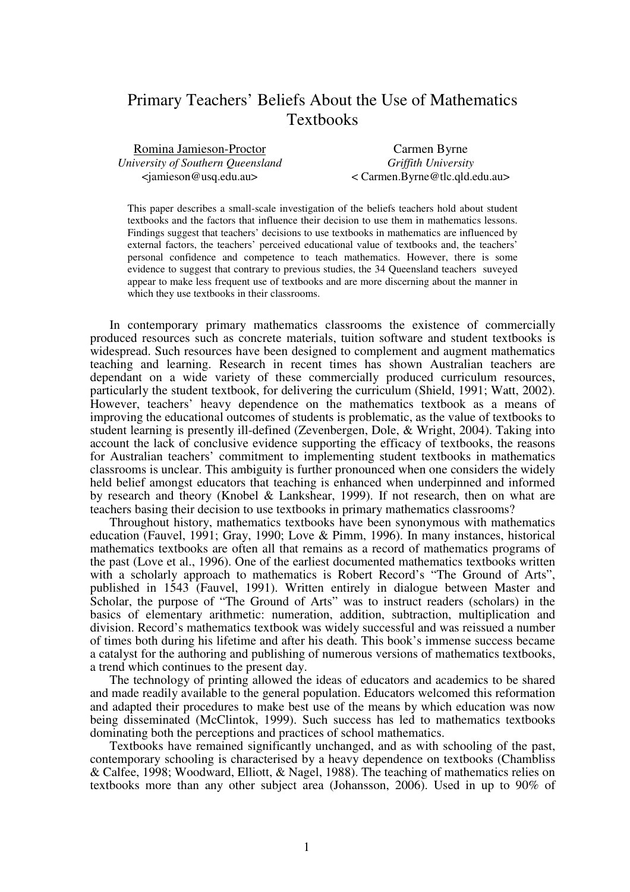# Primary Teachers' Beliefs About the Use of Mathematics Textbooks

<u>Romina Jamieson-Proctor</u>
*University of Southern Queensland*
<jamieson@usq.edu.au>

Carmen Byrne
*Griffith University*
< Carmen.Byrne@tlc.qld.edu.au>

This paper describes a small-scale investigation of the beliefs teachers hold about student textbooks and the factors that influence their decision to use them in mathematics lessons. Findings suggest that teachers' decisions to use textbooks in mathematics are influenced by external factors, the teachers' perceived educational value of textbooks and, the teachers' personal confidence and competence to teach mathematics. However, there is some evidence to suggest that contrary to previous studies, the 34 Queensland teachers suveyed appear to make less frequent use of textbooks and are more discerning about the manner in which they use textbooks in their classrooms.

In contemporary primary mathematics classrooms the existence of commercially produced resources such as concrete materials, tuition software and student textbooks is widespread. Such resources have been designed to complement and augment mathematics teaching and learning. Research in recent times has shown Australian teachers are dependant on a wide variety of these commercially produced curriculum resources, particularly the student textbook, for delivering the curriculum (Shield, 1991; Watt, 2002). However, teachers' heavy dependence on the mathematics textbook as a means of improving the educational outcomes of students is problematic, as the value of textbooks to student learning is presently ill-defined (Zevenbergen, Dole, & Wright, 2004). Taking into account the lack of conclusive evidence supporting the efficacy of textbooks, the reasons for Australian teachers' commitment to implementing student textbooks in mathematics classrooms is unclear. This ambiguity is further pronounced when one considers the widely held belief amongst educators that teaching is enhanced when underpinned and informed by research and theory (Knobel & Lankshear, 1999). If not research, then on what are teachers basing their decision to use textbooks in primary mathematics classrooms?

Throughout history, mathematics textbooks have been synonymous with mathematics education (Fauvel, 1991; Gray, 1990; Love & Pimm, 1996). In many instances, historical mathematics textbooks are often all that remains as a record of mathematics programs of the past (Love et al., 1996). One of the earliest documented mathematics textbooks written with a scholarly approach to mathematics is Robert Record's "The Ground of Arts", published in 1543 (Fauvel, 1991). Written entirely in dialogue between Master and Scholar, the purpose of "The Ground of Arts" was to instruct readers (scholars) in the basics of elementary arithmetic: numeration, addition, subtraction, multiplication and division. Record's mathematics textbook was widely successful and was reissued a number of times both during his lifetime and after his death. This book's immense success became a catalyst for the authoring and publishing of numerous versions of mathematics textbooks, a trend which continues to the present day.

The technology of printing allowed the ideas of educators and academics to be shared and made readily available to the general population. Educators welcomed this reformation and adapted their procedures to make best use of the means by which education was now being disseminated (McClintok, 1999). Such success has led to mathematics textbooks dominating both the perceptions and practices of school mathematics.

Textbooks have remained significantly unchanged, and as with schooling of the past, contemporary schooling is characterised by a heavy dependence on textbooks (Chambliss & Calfee, 1998; Woodward, Elliott, & Nagel, 1988). The teaching of mathematics relies on textbooks more than any other subject area (Johansson, 2006). Used in up to 90% of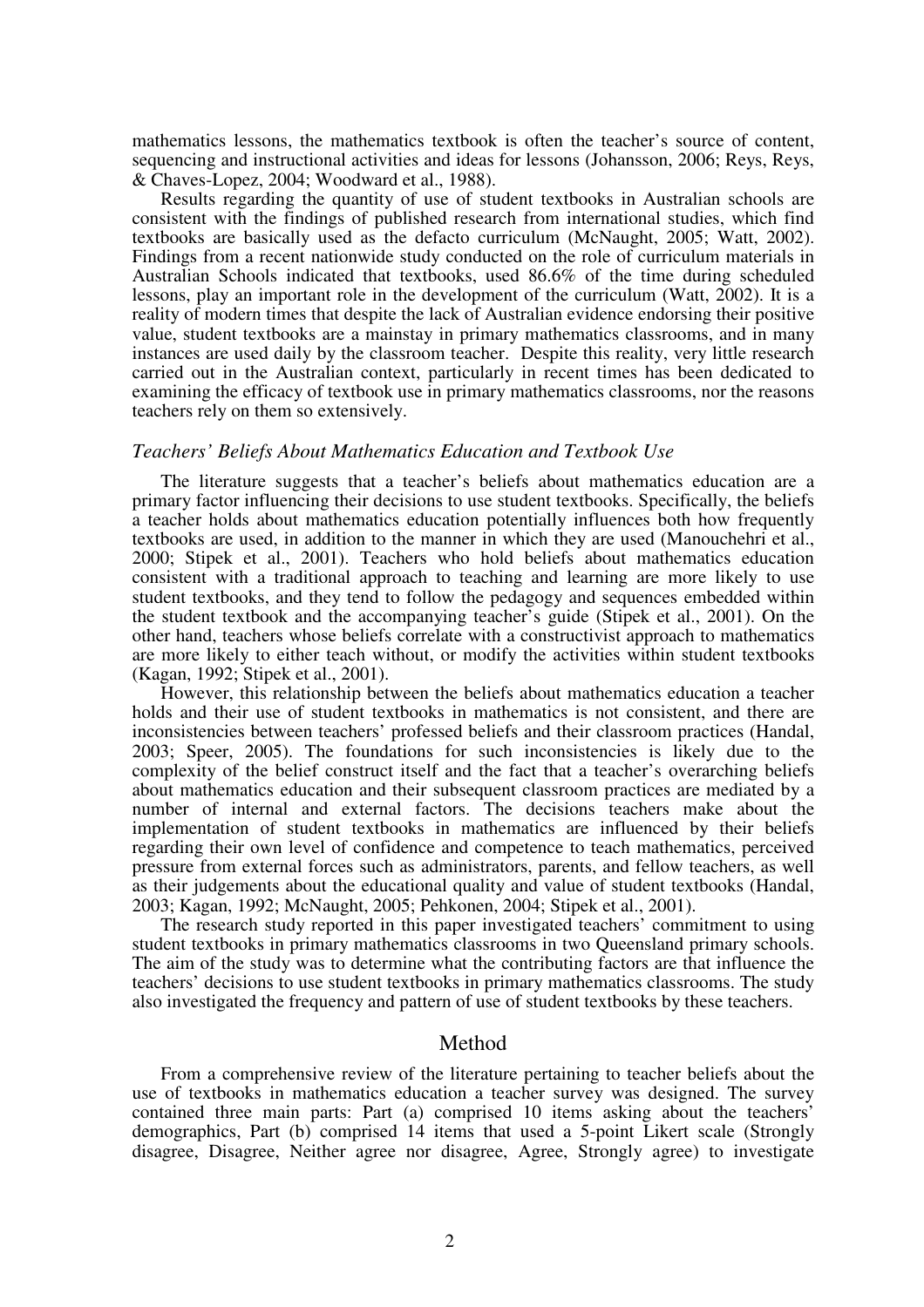mathematics lessons, the mathematics textbook is often the teacher's source of content, sequencing and instructional activities and ideas for lessons (Johansson, 2006; Reys, Reys, & Chaves-Lopez, 2004; Woodward et al., 1988).

Results regarding the quantity of use of student textbooks in Australian schools are consistent with the findings of published research from international studies, which find textbooks are basically used as the defacto curriculum (McNaught, 2005; Watt, 2002). Findings from a recent nationwide study conducted on the role of curriculum materials in Australian Schools indicated that textbooks, used 86.6% of the time during scheduled lessons, play an important role in the development of the curriculum (Watt, 2002). It is a reality of modern times that despite the lack of Australian evidence endorsing their positive value, student textbooks are a mainstay in primary mathematics classrooms, and in many instances are used daily by the classroom teacher. Despite this reality, very little research carried out in the Australian context, particularly in recent times has been dedicated to examining the efficacy of textbook use in primary mathematics classrooms, nor the reasons teachers rely on them so extensively.

### *Teachers' Beliefs About Mathematics Education and Textbook Use*

The literature suggests that a teacher's beliefs about mathematics education are a primary factor influencing their decisions to use student textbooks. Specifically, the beliefs a teacher holds about mathematics education potentially influences both how frequently textbooks are used, in addition to the manner in which they are used (Manouchehri et al., 2000; Stipek et al., 2001). Teachers who hold beliefs about mathematics education consistent with a traditional approach to teaching and learning are more likely to use student textbooks, and they tend to follow the pedagogy and sequences embedded within the student textbook and the accompanying teacher's guide (Stipek et al., 2001). On the other hand, teachers whose beliefs correlate with a constructivist approach to mathematics are more likely to either teach without, or modify the activities within student textbooks (Kagan, 1992; Stipek et al., 2001).

However, this relationship between the beliefs about mathematics education a teacher holds and their use of student textbooks in mathematics is not consistent, and there are inconsistencies between teachers' professed beliefs and their classroom practices (Handal, 2003; Speer, 2005). The foundations for such inconsistencies is likely due to the complexity of the belief construct itself and the fact that a teacher's overarching beliefs about mathematics education and their subsequent classroom practices are mediated by a number of internal and external factors. The decisions teachers make about the implementation of student textbooks in mathematics are influenced by their beliefs regarding their own level of confidence and competence to teach mathematics, perceived pressure from external forces such as administrators, parents, and fellow teachers, as well as their judgements about the educational quality and value of student textbooks (Handal, 2003; Kagan, 1992; McNaught, 2005; Pehkonen, 2004; Stipek et al., 2001).

The research study reported in this paper investigated teachers' commitment to using student textbooks in primary mathematics classrooms in two Queensland primary schools. The aim of the study was to determine what the contributing factors are that influence the teachers' decisions to use student textbooks in primary mathematics classrooms. The study also investigated the frequency and pattern of use of student textbooks by these teachers.

## Method

From a comprehensive review of the literature pertaining to teacher beliefs about the use of textbooks in mathematics education a teacher survey was designed. The survey contained three main parts: Part (a) comprised 10 items asking about the teachers' demographics, Part (b) comprised 14 items that used a 5-point Likert scale (Strongly disagree, Disagree, Neither agree nor disagree, Agree, Strongly agree) to investigate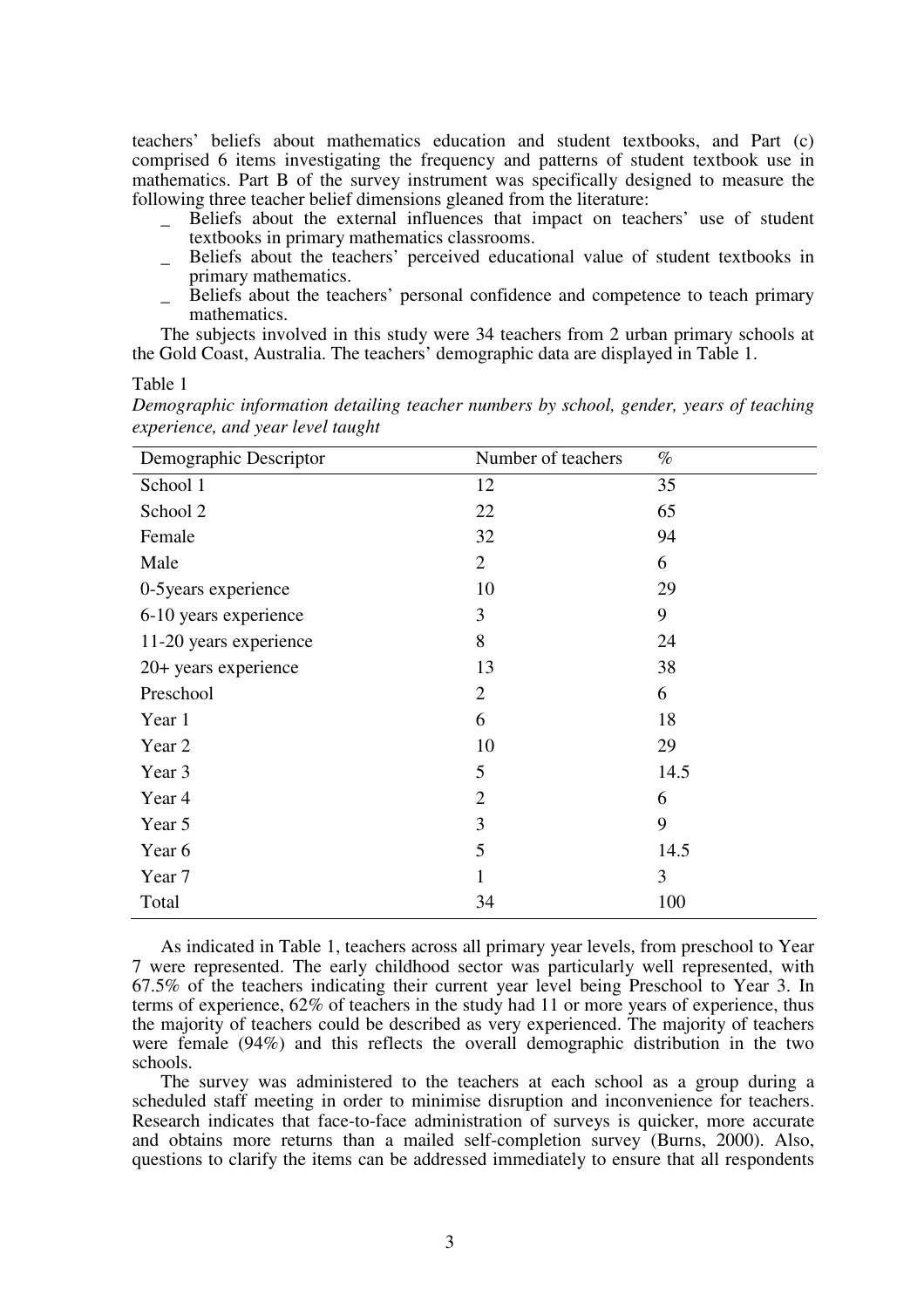teachers' beliefs about mathematics education and student textbooks, and Part (c) comprised 6 items investigating the frequency and patterns of student textbook use in mathematics. Part B of the survey instrument was specifically designed to measure the following three teacher belief dimensions gleaned from the literature:

- Beliefs about the external influences that impact on teachers' use of student textbooks in primary mathematics classrooms.
- Beliefs about the teachers' perceived educational value of student textbooks in primary mathematics.
- Beliefs about the teachers' personal confidence and competence to teach primary mathematics.

The subjects involved in this study were 34 teachers from 2 urban primary schools at the Gold Coast, Australia. The teachers' demographic data are displayed in Table 1.

Table 1

*Demographic information detailing teacher numbers by school, gender, years of teaching experience, and year level taught*

| Demographic Descriptor | Number of teachers | % |
|---|---|---|
| School 1 | 12 | 35 |
| School 2 | 22 | 65 |
| Female | 32 | 94 |
| Male | 2 | 6 |
| 0-5years experience | 10 | 29 |
| 6-10 years experience | 3 | 9 |
| 11-20 years experience | 8 | 24 |
| 20+ years experience | 13 | 38 |
| Preschool | 2 | 6 |
| Year 1 | 6 | 18 |
| Year 2 | 10 | 29 |
| Year 3 | 5 | 14.5 |
| Year 4 | 2 | 6 |
| Year 5 | 3 | 9 |
| Year 6 | 5 | 14.5 |
| Year 7 | 1 | 3 |
| Total | 34 | 100 |

As indicated in Table 1, teachers across all primary year levels, from preschool to Year 7 were represented. The early childhood sector was particularly well represented, with 67.5% of the teachers indicating their current year level being Preschool to Year 3. In terms of experience, 62% of teachers in the study had 11 or more years of experience, thus the majority of teachers could be described as very experienced. The majority of teachers were female (94%) and this reflects the overall demographic distribution in the two schools.

The survey was administered to the teachers at each school as a group during a scheduled staff meeting in order to minimise disruption and inconvenience for teachers. Research indicates that face-to-face administration of surveys is quicker, more accurate and obtains more returns than a mailed self-completion survey (Burns, 2000). Also, questions to clarify the items can be addressed immediately to ensure that all respondents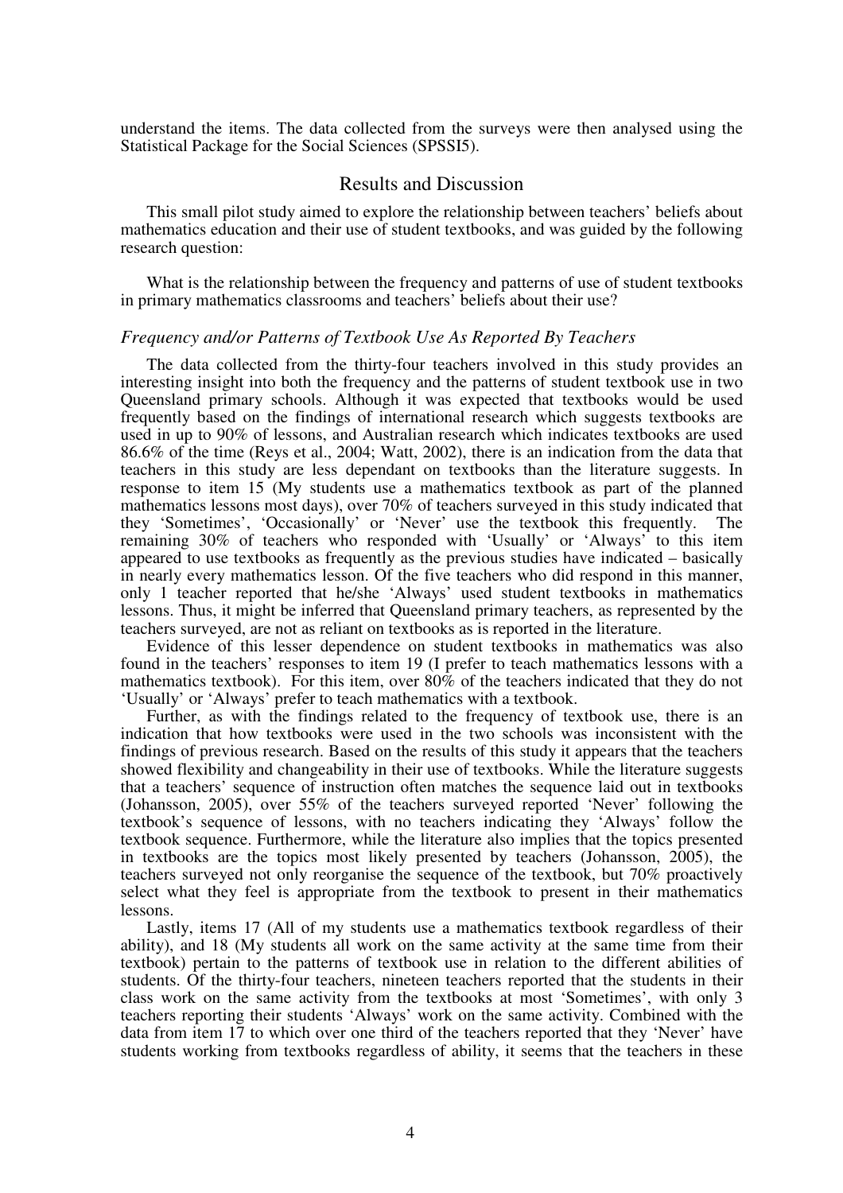understand the items. The data collected from the surveys were then analysed using the Statistical Package for the Social Sciences (SPSSI5).

## Results and Discussion

This small pilot study aimed to explore the relationship between teachers' beliefs about mathematics education and their use of student textbooks, and was guided by the following research question:

What is the relationship between the frequency and patterns of use of student textbooks in primary mathematics classrooms and teachers' beliefs about their use?

### *Frequency and/or Patterns of Textbook Use As Reported By Teachers*

The data collected from the thirty-four teachers involved in this study provides an interesting insight into both the frequency and the patterns of student textbook use in two Queensland primary schools. Although it was expected that textbooks would be used frequently based on the findings of international research which suggests textbooks are used in up to 90% of lessons, and Australian research which indicates textbooks are used 86.6% of the time (Reys et al., 2004; Watt, 2002), there is an indication from the data that teachers in this study are less dependant on textbooks than the literature suggests. In response to item 15 (My students use a mathematics textbook as part of the planned mathematics lessons most days), over 70% of teachers surveyed in this study indicated that they 'Sometimes', 'Occasionally' or 'Never' use the textbook this frequently. The remaining 30% of teachers who responded with 'Usually' or 'Always' to this item appeared to use textbooks as frequently as the previous studies have indicated – basically in nearly every mathematics lesson. Of the five teachers who did respond in this manner, only 1 teacher reported that he/she 'Always' used student textbooks in mathematics lessons. Thus, it might be inferred that Queensland primary teachers, as represented by the teachers surveyed, are not as reliant on textbooks as is reported in the literature.

Evidence of this lesser dependence on student textbooks in mathematics was also found in the teachers' responses to item 19 (I prefer to teach mathematics lessons with a mathematics textbook). For this item, over 80% of the teachers indicated that they do not 'Usually' or 'Always' prefer to teach mathematics with a textbook.

Further, as with the findings related to the frequency of textbook use, there is an indication that how textbooks were used in the two schools was inconsistent with the findings of previous research. Based on the results of this study it appears that the teachers showed flexibility and changeability in their use of textbooks. While the literature suggests that a teachers' sequence of instruction often matches the sequence laid out in textbooks (Johansson, 2005), over 55% of the teachers surveyed reported 'Never' following the textbook's sequence of lessons, with no teachers indicating they 'Always' follow the textbook sequence. Furthermore, while the literature also implies that the topics presented in textbooks are the topics most likely presented by teachers (Johansson, 2005), the teachers surveyed not only reorganise the sequence of the textbook, but 70% proactively select what they feel is appropriate from the textbook to present in their mathematics lessons.

Lastly, items 17 (All of my students use a mathematics textbook regardless of their ability), and 18 (My students all work on the same activity at the same time from their textbook) pertain to the patterns of textbook use in relation to the different abilities of students. Of the thirty-four teachers, nineteen teachers reported that the students in their class work on the same activity from the textbooks at most 'Sometimes', with only 3 teachers reporting their students 'Always' work on the same activity. Combined with the data from item 17 to which over one third of the teachers reported that they 'Never' have students working from textbooks regardless of ability, it seems that the teachers in these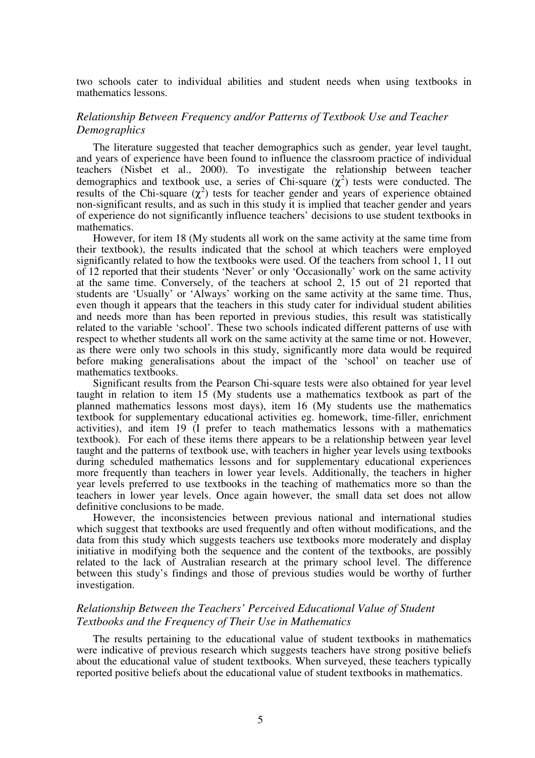two schools cater to individual abilities and student needs when using textbooks in mathematics lessons.

### *Relationship Between Frequency and/or Patterns of Textbook Use and Teacher Demographics*

The literature suggested that teacher demographics such as gender, year level taught, and years of experience have been found to influence the classroom practice of individual teachers (Nisbet et al., 2000). To investigate the relationship between teacher demographics and textbook use, a series of Chi-square ($\chi^2$) tests were conducted. The results of the Chi-square ($\chi^2$) tests for teacher gender and years of experience obtained non-significant results, and as such in this study it is implied that teacher gender and years of experience do not significantly influence teachers' decisions to use student textbooks in mathematics.

However, for item 18 (My students all work on the same activity at the same time from their textbook), the results indicated that the school at which teachers were employed significantly related to how the textbooks were used. Of the teachers from school 1, 11 out of 12 reported that their students 'Never' or only 'Occasionally' work on the same activity at the same time. Conversely, of the teachers at school 2, 15 out of 21 reported that students are 'Usually' or 'Always' working on the same activity at the same time. Thus, even though it appears that the teachers in this study cater for individual student abilities and needs more than has been reported in previous studies, this result was statistically related to the variable 'school'. These two schools indicated different patterns of use with respect to whether students all work on the same activity at the same time or not. However, as there were only two schools in this study, significantly more data would be required before making generalisations about the impact of the 'school' on teacher use of mathematics textbooks.

Significant results from the Pearson Chi-square tests were also obtained for year level taught in relation to item 15 (My students use a mathematics textbook as part of the planned mathematics lessons most days), item 16 (My students use the mathematics textbook for supplementary educational activities eg. homework, time-filler, enrichment activities), and item 19 (I prefer to teach mathematics lessons with a mathematics textbook). For each of these items there appears to be a relationship between year level taught and the patterns of textbook use, with teachers in higher year levels using textbooks during scheduled mathematics lessons and for supplementary educational experiences more frequently than teachers in lower year levels. Additionally, the teachers in higher year levels preferred to use textbooks in the teaching of mathematics more so than the teachers in lower year levels. Once again however, the small data set does not allow definitive conclusions to be made.

However, the inconsistencies between previous national and international studies which suggest that textbooks are used frequently and often without modifications, and the data from this study which suggests teachers use textbooks more moderately and display initiative in modifying both the sequence and the content of the textbooks, are possibly related to the lack of Australian research at the primary school level. The difference between this study's findings and those of previous studies would be worthy of further investigation.

### *Relationship Between the Teachers' Perceived Educational Value of Student Textbooks and the Frequency of Their Use in Mathematics*

The results pertaining to the educational value of student textbooks in mathematics were indicative of previous research which suggests teachers have strong positive beliefs about the educational value of student textbooks. When surveyed, these teachers typically reported positive beliefs about the educational value of student textbooks in mathematics.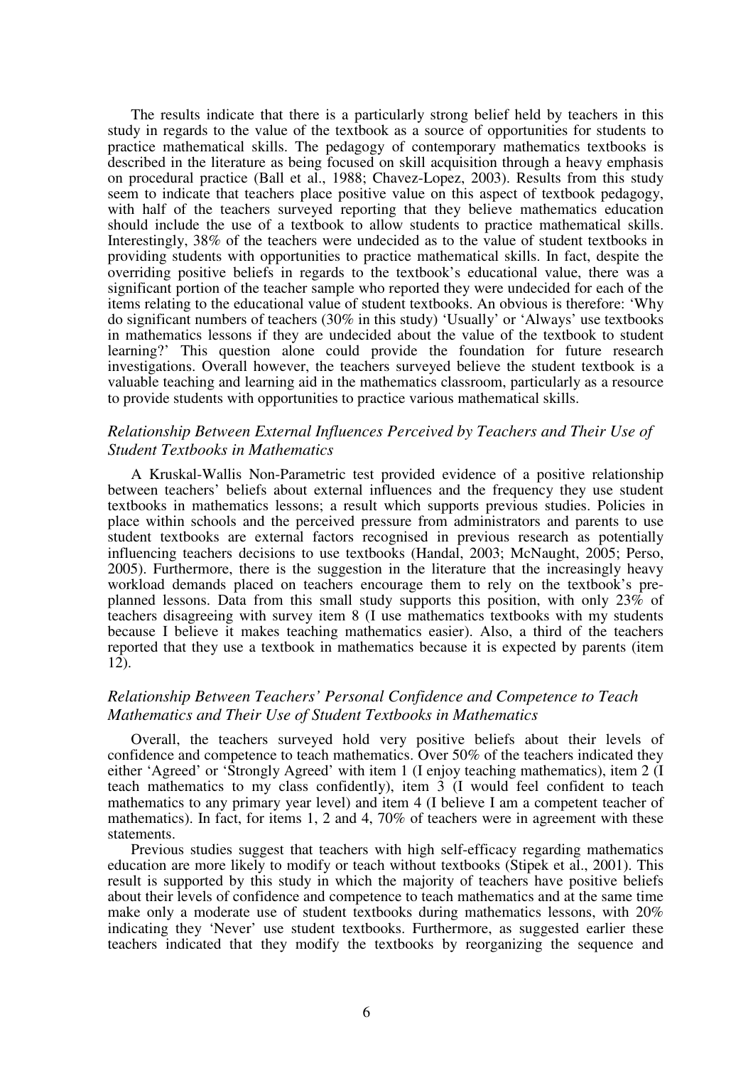The results indicate that there is a particularly strong belief held by teachers in this study in regards to the value of the textbook as a source of opportunities for students to practice mathematical skills. The pedagogy of contemporary mathematics textbooks is described in the literature as being focused on skill acquisition through a heavy emphasis on procedural practice (Ball et al., 1988; Chavez-Lopez, 2003). Results from this study seem to indicate that teachers place positive value on this aspect of textbook pedagogy, with half of the teachers surveyed reporting that they believe mathematics education should include the use of a textbook to allow students to practice mathematical skills. Interestingly, 38% of the teachers were undecided as to the value of student textbooks in providing students with opportunities to practice mathematical skills. In fact, despite the overriding positive beliefs in regards to the textbook's educational value, there was a significant portion of the teacher sample who reported they were undecided for each of the items relating to the educational value of student textbooks. An obvious is therefore: 'Why do significant numbers of teachers (30% in this study) 'Usually' or 'Always' use textbooks in mathematics lessons if they are undecided about the value of the textbook to student learning?' This question alone could provide the foundation for future research investigations. Overall however, the teachers surveyed believe the student textbook is a valuable teaching and learning aid in the mathematics classroom, particularly as a resource to provide students with opportunities to practice various mathematical skills.

### *Relationship Between External Influences Perceived by Teachers and Their Use of Student Textbooks in Mathematics*

A Kruskal-Wallis Non-Parametric test provided evidence of a positive relationship between teachers' beliefs about external influences and the frequency they use student textbooks in mathematics lessons; a result which supports previous studies. Policies in place within schools and the perceived pressure from administrators and parents to use student textbooks are external factors recognised in previous research as potentially influencing teachers decisions to use textbooks (Handal, 2003; McNaught, 2005; Perso, 2005). Furthermore, there is the suggestion in the literature that the increasingly heavy workload demands placed on teachers encourage them to rely on the textbook's pre-planned lessons. Data from this small study supports this position, with only 23% of teachers disagreeing with survey item 8 (I use mathematics textbooks with my students because I believe it makes teaching mathematics easier). Also, a third of the teachers reported that they use a textbook in mathematics because it is expected by parents (item 12).

### *Relationship Between Teachers' Personal Confidence and Competence to Teach Mathematics and Their Use of Student Textbooks in Mathematics*

Overall, the teachers surveyed hold very positive beliefs about their levels of confidence and competence to teach mathematics. Over 50% of the teachers indicated they either 'Agreed' or 'Strongly Agreed' with item 1 (I enjoy teaching mathematics), item 2 (I teach mathematics to my class confidently), item 3 (I would feel confident to teach mathematics to any primary year level) and item 4 (I believe I am a competent teacher of mathematics). In fact, for items 1, 2 and 4, 70% of teachers were in agreement with these statements.

Previous studies suggest that teachers with high self-efficacy regarding mathematics education are more likely to modify or teach without textbooks (Stipek et al., 2001). This result is supported by this study in which the majority of teachers have positive beliefs about their levels of confidence and competence to teach mathematics and at the same time make only a moderate use of student textbooks during mathematics lessons, with 20% indicating they 'Never' use student textbooks. Furthermore, as suggested earlier these teachers indicated that they modify the textbooks by reorganizing the sequence and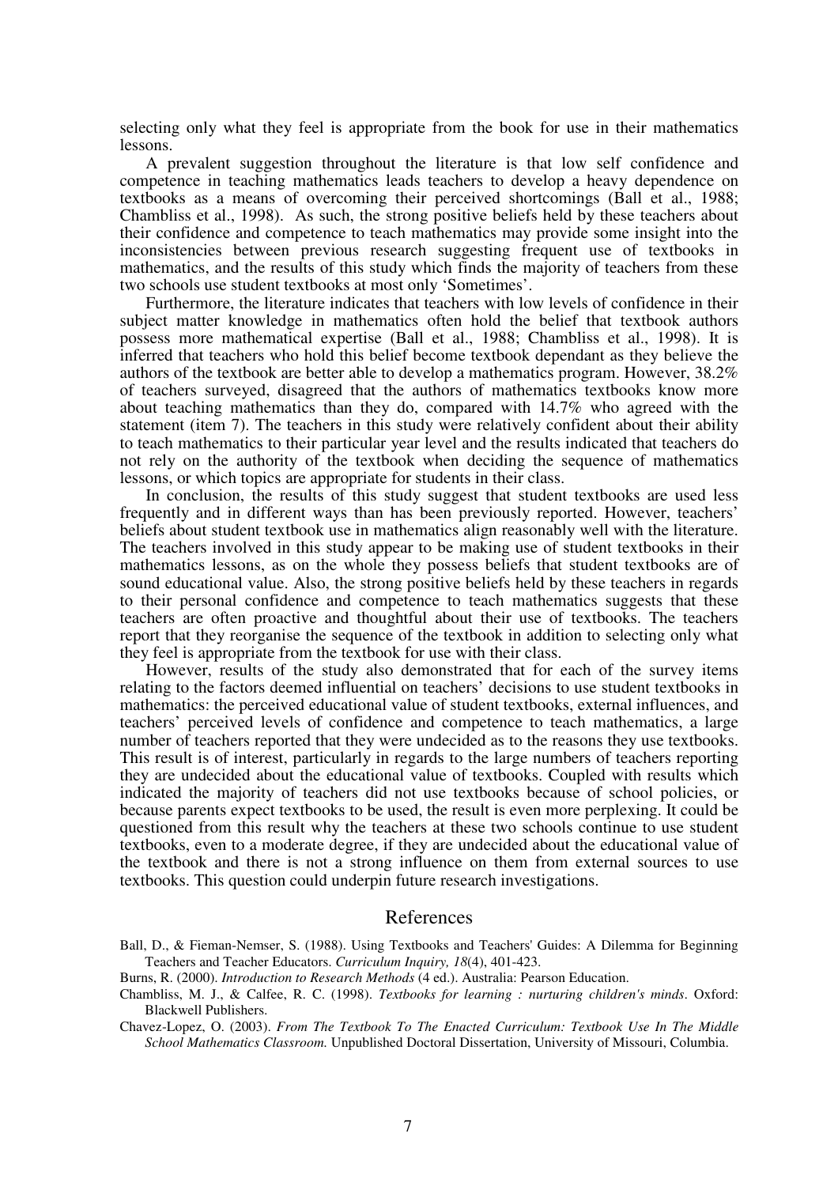selecting only what they feel is appropriate from the book for use in their mathematics lessons.

A prevalent suggestion throughout the literature is that low self confidence and competence in teaching mathematics leads teachers to develop a heavy dependence on textbooks as a means of overcoming their perceived shortcomings (Ball et al., 1988; Chambliss et al., 1998). As such, the strong positive beliefs held by these teachers about their confidence and competence to teach mathematics may provide some insight into the inconsistencies between previous research suggesting frequent use of textbooks in mathematics, and the results of this study which finds the majority of teachers from these two schools use student textbooks at most only 'Sometimes'.

Furthermore, the literature indicates that teachers with low levels of confidence in their subject matter knowledge in mathematics often hold the belief that textbook authors possess more mathematical expertise (Ball et al., 1988; Chambliss et al., 1998). It is inferred that teachers who hold this belief become textbook dependant as they believe the authors of the textbook are better able to develop a mathematics program. However, 38.2% of teachers surveyed, disagreed that the authors of mathematics textbooks know more about teaching mathematics than they do, compared with 14.7% who agreed with the statement (item 7). The teachers in this study were relatively confident about their ability to teach mathematics to their particular year level and the results indicated that teachers do not rely on the authority of the textbook when deciding the sequence of mathematics lessons, or which topics are appropriate for students in their class.

In conclusion, the results of this study suggest that student textbooks are used less frequently and in different ways than has been previously reported. However, teachers' beliefs about student textbook use in mathematics align reasonably well with the literature. The teachers involved in this study appear to be making use of student textbooks in their mathematics lessons, as on the whole they possess beliefs that student textbooks are of sound educational value. Also, the strong positive beliefs held by these teachers in regards to their personal confidence and competence to teach mathematics suggests that these teachers are often proactive and thoughtful about their use of textbooks. The teachers report that they reorganise the sequence of the textbook in addition to selecting only what they feel is appropriate from the textbook for use with their class.

However, results of the study also demonstrated that for each of the survey items relating to the factors deemed influential on teachers' decisions to use student textbooks in mathematics: the perceived educational value of student textbooks, external influences, and teachers' perceived levels of confidence and competence to teach mathematics, a large number of teachers reported that they were undecided as to the reasons they use textbooks. This result is of interest, particularly in regards to the large numbers of teachers reporting they are undecided about the educational value of textbooks. Coupled with results which indicated the majority of teachers did not use textbooks because of school policies, or because parents expect textbooks to be used, the result is even more perplexing. It could be questioned from this result why the teachers at these two schools continue to use student textbooks, even to a moderate degree, if they are undecided about the educational value of the textbook and there is not a strong influence on them from external sources to use textbooks. This question could underpin future research investigations.

## References

Ball, D., & Fieman-Nemser, S. (1988). Using Textbooks and Teachers' Guides: A Dilemma for Beginning Teachers and Teacher Educators. *Curriculum Inquiry, 18*(4), 401-423.

Burns, R. (2000). *Introduction to Research Methods* (4 ed.). Australia: Pearson Education.

Chambliss, M. J., & Calfee, R. C. (1998). *Textbooks for learning : nurturing children's minds*. Oxford: Blackwell Publishers.

Chavez-Lopez, O. (2003). *From The Textbook To The Enacted Curriculum: Textbook Use In The Middle School Mathematics Classroom.* Unpublished Doctoral Dissertation, University of Missouri, Columbia.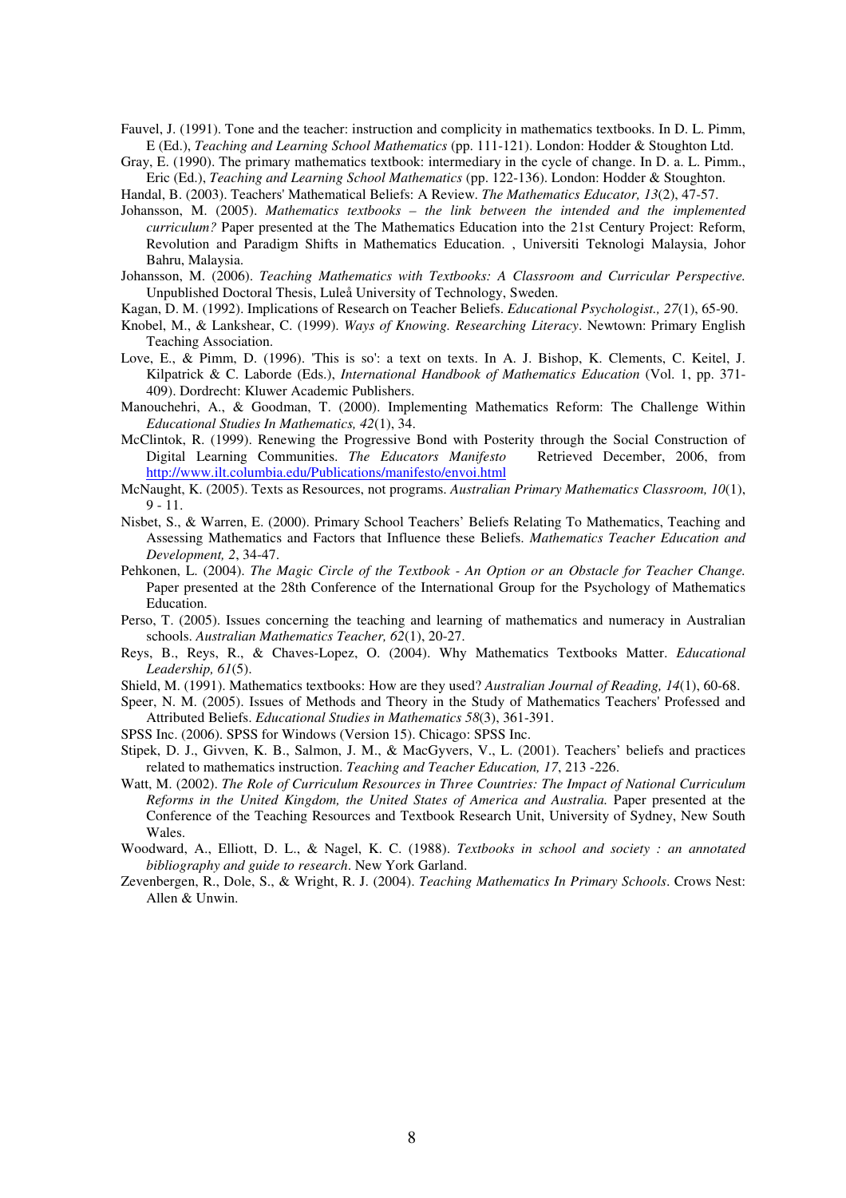Fauvel, J. (1991). Tone and the teacher: instruction and complicity in mathematics textbooks. In D. L. Pimm, E (Ed.), *Teaching and Learning School Mathematics* (pp. 111-121). London: Hodder & Stoughton Ltd.

Gray, E. (1990). The primary mathematics textbook: intermediary in the cycle of change. In D. a. L. Pimm., Eric (Ed.), *Teaching and Learning School Mathematics* (pp. 122-136). London: Hodder & Stoughton.

Handal, B. (2003). Teachers' Mathematical Beliefs: A Review. *The Mathematics Educator, 13*(2), 47-57.

Johansson, M. (2005). *Mathematics textbooks – the link between the intended and the implemented curriculum?* Paper presented at the The Mathematics Education into the 21st Century Project: Reform, Revolution and Paradigm Shifts in Mathematics Education. , Universiti Teknologi Malaysia, Johor Bahru, Malaysia.

Johansson, M. (2006). *Teaching Mathematics with Textbooks: A Classroom and Curricular Perspective.* Unpublished Doctoral Thesis, Luleå University of Technology, Sweden.

Kagan, D. M. (1992). Implications of Research on Teacher Beliefs. *Educational Psychologist., 27*(1), 65-90.

Knobel, M., & Lankshear, C. (1999). *Ways of Knowing. Researching Literacy*. Newtown: Primary English Teaching Association.

Love, E., & Pimm, D. (1996). 'This is so': a text on texts. In A. J. Bishop, K. Clements, C. Keitel, J. Kilpatrick & C. Laborde (Eds.), *International Handbook of Mathematics Education* (Vol. 1, pp. 371-409). Dordrecht: Kluwer Academic Publishers.

Manouchehri, A., & Goodman, T. (2000). Implementing Mathematics Reform: The Challenge Within *Educational Studies In Mathematics, 42*(1), 34.

McClintok, R. (1999). Renewing the Progressive Bond with Posterity through the Social Construction of Digital Learning Communities. *The Educators Manifesto* Retrieved December, 2006, from http://www.ilt.columbia.edu/Publications/manifesto/envoi.html

McNaught, K. (2005). Texts as Resources, not programs. *Australian Primary Mathematics Classroom, 10*(1), 9 - 11.

Nisbet, S., & Warren, E. (2000). Primary School Teachers' Beliefs Relating To Mathematics, Teaching and Assessing Mathematics and Factors that Influence these Beliefs. *Mathematics Teacher Education and Development, 2*, 34-47.

Pehkonen, L. (2004). *The Magic Circle of the Textbook - An Option or an Obstacle for Teacher Change.* Paper presented at the 28th Conference of the International Group for the Psychology of Mathematics Education.

Perso, T. (2005). Issues concerning the teaching and learning of mathematics and numeracy in Australian schools. *Australian Mathematics Teacher, 62*(1), 20-27.

Reys, B., Reys, R., & Chaves-Lopez, O. (2004). Why Mathematics Textbooks Matter. *Educational Leadership, 61*(5).

Shield, M. (1991). Mathematics textbooks: How are they used? *Australian Journal of Reading, 14*(1), 60-68.

Speer, N. M. (2005). Issues of Methods and Theory in the Study of Mathematics Teachers' Professed and Attributed Beliefs. *Educational Studies in Mathematics 58*(3), 361-391.

SPSS Inc. (2006). SPSS for Windows (Version 15). Chicago: SPSS Inc.

Stipek, D. J., Givven, K. B., Salmon, J. M., & MacGyvers, V., L. (2001). Teachers' beliefs and practices related to mathematics instruction. *Teaching and Teacher Education, 17*, 213 -226.

Watt, M. (2002). *The Role of Curriculum Resources in Three Countries: The Impact of National Curriculum Reforms in the United Kingdom, the United States of America and Australia.* Paper presented at the Conference of the Teaching Resources and Textbook Research Unit, University of Sydney, New South Wales.

Woodward, A., Elliott, D. L., & Nagel, K. C. (1988). *Textbooks in school and society : an annotated bibliography and guide to research*. New York Garland.

Zevenbergen, R., Dole, S., & Wright, R. J. (2004). *Teaching Mathematics In Primary Schools*. Crows Nest: Allen & Unwin.